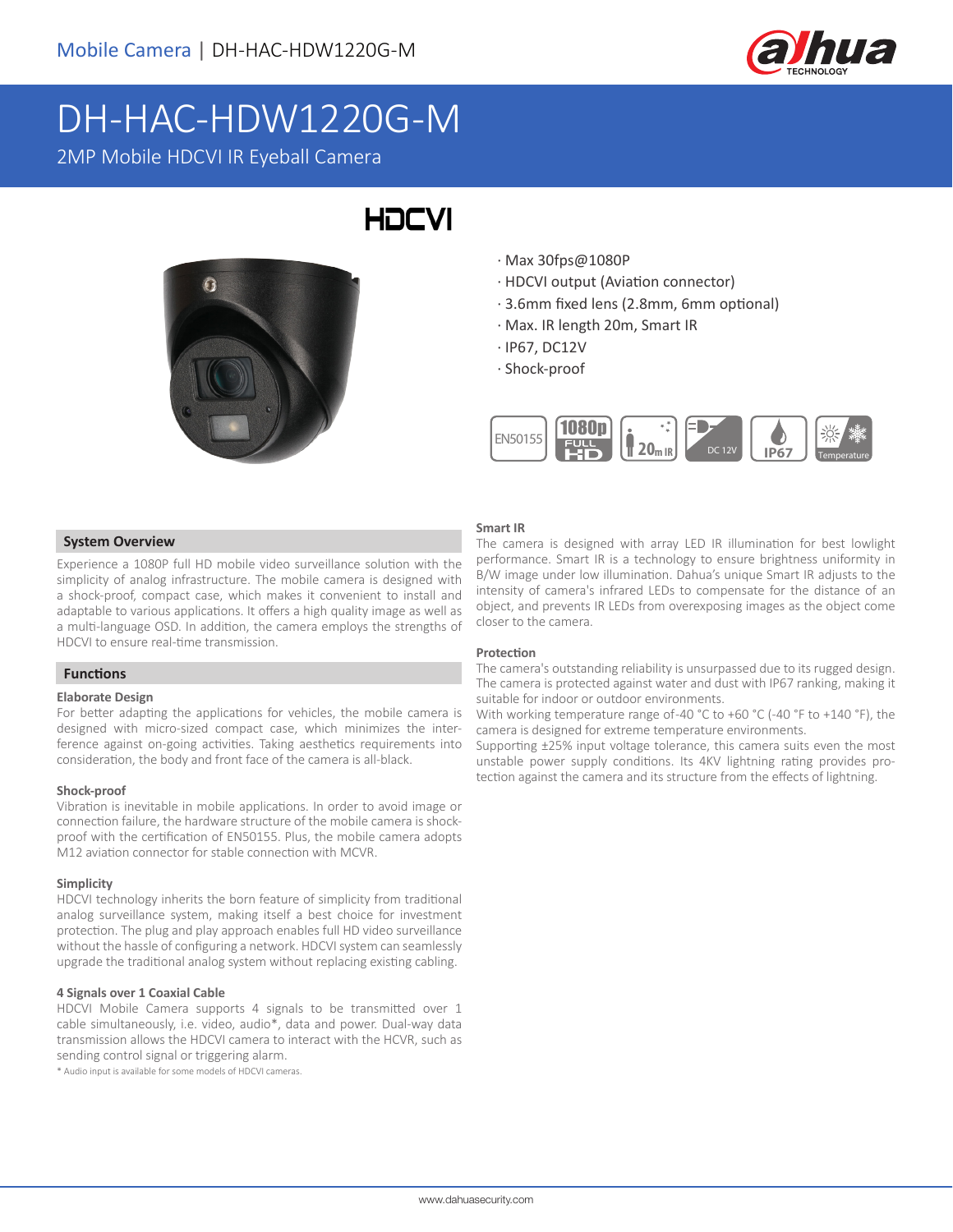Mobile Camera | DH-HAC-HDW1220G-M

# DH-HAC-HDW1220G-M

2MP Mobile HDCVI IR Eyeball Camera

HDCVI

- Max 30fps@1080P
- HDCVI output (Aviation connector)
- 3.6mm fixed lens (2.8mm, 6mm optional)
- Max. IR length 20m, Smart IR
- IP67, DC12V
- Shock-proof

EN50155 | 1080p FULL HD | 20m IR | DC 12V | IP67 | Temperature

## System Overview

Experience a 1080P full HD mobile video surveillance solution with the simplicity of analog infrastructure. The mobile camera is designed with a shock-proof, compact case, which makes it convenient to install and adaptable to various applications. It offers a high quality image as well as a multi-language OSD. In addition, the camera employs the strengths of HDCVI to ensure real-time transmission.

## Functions

### Elaborate Design

For better adapting the applications for vehicles, the mobile camera is designed with micro-sized compact case, which minimizes the interference against on-going activities. Taking aesthetics requirements into consideration, the body and front face of the camera is all-black.

### Shock-proof

Vibration is inevitable in mobile applications. In order to avoid image or connection failure, the hardware structure of the mobile camera is shock-proof with the certification of EN50155. Plus, the mobile camera adopts M12 aviation connector for stable connection with MCVR.

### Simplicity

HDCVI technology inherits the born feature of simplicity from traditional analog surveillance system, making itself a best choice for investment protection. The plug and play approach enables full HD video surveillance without the hassle of configuring a network. HDCVI system can seamlessly upgrade the traditional analog system without replacing existing cabling.

### 4 Signals over 1 Coaxial Cable

HDCVI Mobile Camera supports 4 signals to be transmitted over 1 cable simultaneously, i.e. video, audio*, data and power. Dual-way data transmission allows the HDCVI camera to interact with the HCVR, such as sending control signal or triggering alarm.

\* Audio input is available for some models of HDCVI cameras.

### Smart IR

The camera is designed with array LED IR illumination for best lowlight performance. Smart IR is a technology to ensure brightness uniformity in B/W image under low illumination. Dahua's unique Smart IR adjusts to the intensity of camera's infrared LEDs to compensate for the distance of an object, and prevents IR LEDs from overexposing images as the object come closer to the camera.

### Protection

The camera's outstanding reliability is unsurpassed due to its rugged design. The camera is protected against water and dust with IP67 ranking, making it suitable for indoor or outdoor environments.

With working temperature range of -40 °C to +60 °C (-40 °F to +140 °F), the camera is designed for extreme temperature environments.

Supporting ±25% input voltage tolerance, this camera suits even the most unstable power supply conditions. Its 4KV lightning rating provides protection against the camera and its structure from the effects of lightning.

www.dahuasecurity.com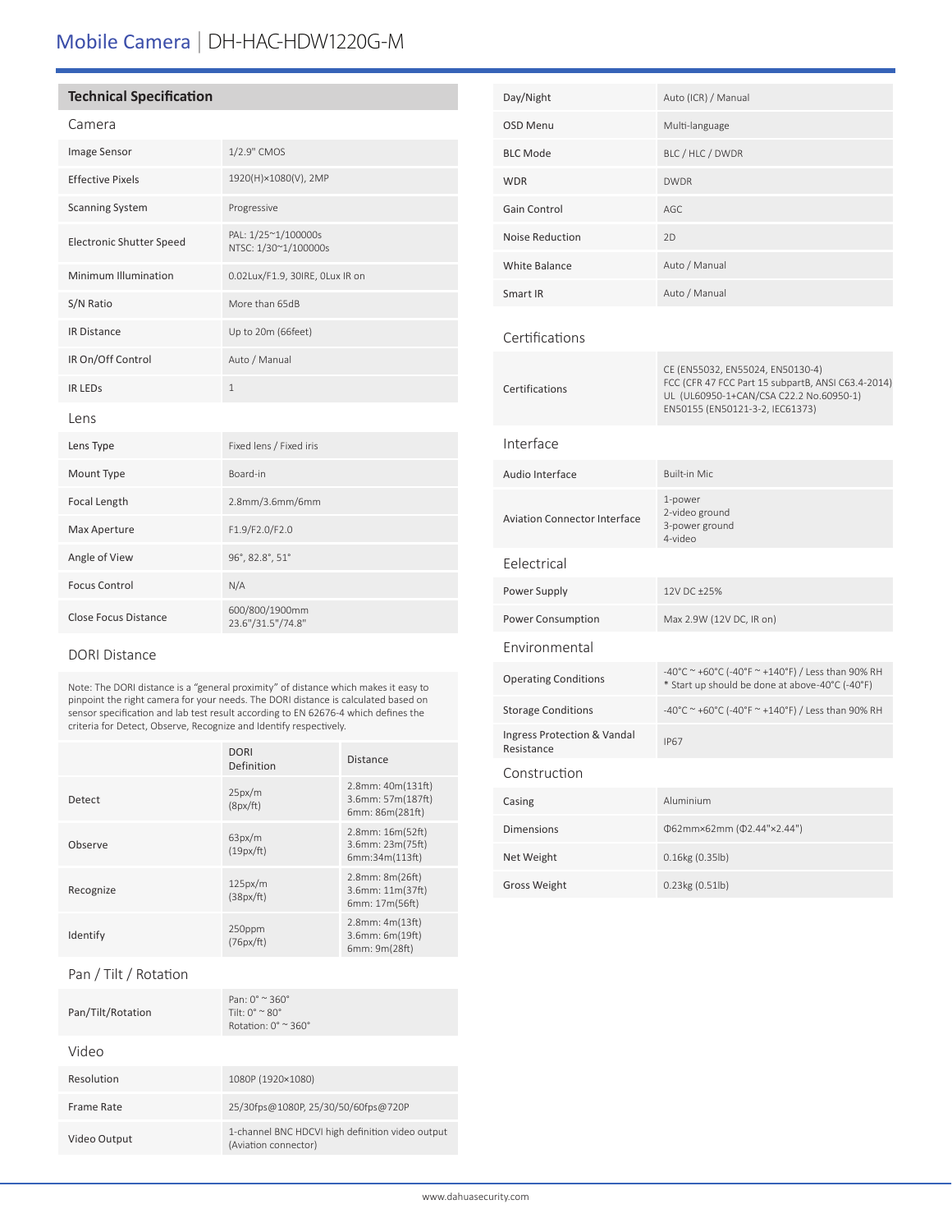# Mobile Camera | DH-HAC-HDW1220G-M

## Technical Specification

### Camera

| | |
|---|---|
| Image Sensor | 1/2.9" CMOS |
| Effective Pixels | 1920(H)×1080(V), 2MP |
| Scanning System | Progressive |
| Electronic Shutter Speed | PAL: 1/25~1/100000s<br>NTSC: 1/30~1/100000s |
| Minimum Illumination | 0.02Lux/F1.9, 30IRE, 0Lux IR on |
| S/N Ratio | More than 65dB |
| IR Distance | Up to 20m (66feet) |
| IR On/Off Control | Auto / Manual |
| IR LEDs | 1 |

### Lens

| | |
|---|---|
| Lens Type | Fixed lens / Fixed iris |
| Mount Type | Board-in |
| Focal Length | 2.8mm/3.6mm/6mm |
| Max Aperture | F1.9/F2.0/F2.0 |
| Angle of View | 96°, 82.8°, 51° |
| Focus Control | N/A |
| Close Focus Distance | 600/800/1900mm<br>23.6"/31.5"/74.8" |

### DORI Distance

Note: The DORI distance is a "general proximity" of distance which makes it easy to pinpoint the right camera for your needs. The DORI distance is calculated based on sensor specification and lab test result according to EN 62676-4 which defines the criteria for Detect, Observe, Recognize and Identify respectively.

| | DORI Definition | Distance |
|---|---|---|
| Detect | 25px/m<br>(8px/ft) | 2.8mm: 40m(131ft)<br>3.6mm: 57m(187ft)<br>6mm: 86m(281ft) |
| Observe | 63px/m<br>(19px/ft) | 2.8mm: 16m(52ft)<br>3.6mm: 23m(75ft)<br>6mm:34m(113ft) |
| Recognize | 125px/m<br>(38px/ft) | 2.8mm: 8m(26ft)<br>3.6mm: 11m(37ft)<br>6mm: 17m(56ft) |
| Identify | 250ppm<br>(76px/ft) | 2.8mm: 4m(13ft)<br>3.6mm: 6m(19ft)<br>6mm: 9m(28ft) |

### Pan / Tilt / Rotation

| | |
|---|---|
| Pan/Tilt/Rotation | Pan: 0° ~ 360°<br>Tilt: 0° ~ 80°<br>Rotation: 0° ~ 360° |

### Video

| | |
|---|---|
| Resolution | 1080P (1920×1080) |
| Frame Rate | 25/30fps@1080P, 25/30/50/60fps@720P |
| Video Output | 1-channel BNC HDCVI high definition video output (Aviation connector) |
| Day/Night | Auto (ICR) / Manual |
| OSD Menu | Multi-language |
| BLC Mode | BLC / HLC / DWDR |
| WDR | DWDR |
| Gain Control | AGC |
| Noise Reduction | 2D |
| White Balance | Auto / Manual |
| Smart IR | Auto / Manual |

### Certifications

| | |
|---|---|
| Certifications | CE (EN55032, EN55024, EN50130-4)<br>FCC (CFR 47 FCC Part 15 subpartB, ANSI C63.4-2014)<br>UL (UL60950-1+CAN/CSA C22.2 No.60950-1)<br>EN50155 (EN50121-3-2, IEC61373) |

### Interface

| | |
|---|---|
| Audio Interface | Built-in Mic |
| Aviation Connector Interface | 1-power<br>2-video ground<br>3-power ground<br>4-video |

### Eelectrical

| | |
|---|---|
| Power Supply | 12V DC ±25% |
| Power Consumption | Max 2.9W (12V DC, IR on) |

### Environmental

| | |
|---|---|
| Operating Conditions | -40°C ~ +60°C (-40°F ~ +140°F) / Less than 90% RH<br>* Start up should be done at above-40°C (-40°F) |
| Storage Conditions | -40°C ~ +60°C (-40°F ~ +140°F) / Less than 90% RH |
| Ingress Protection & Vandal Resistance | IP67 |

### Construction

| | |
|---|---|
| Casing | Aluminium |
| Dimensions | Φ62mm×62mm (Φ2.44"×2.44") |
| Net Weight | 0.16kg (0.35lb) |
| Gross Weight | 0.23kg (0.51lb) |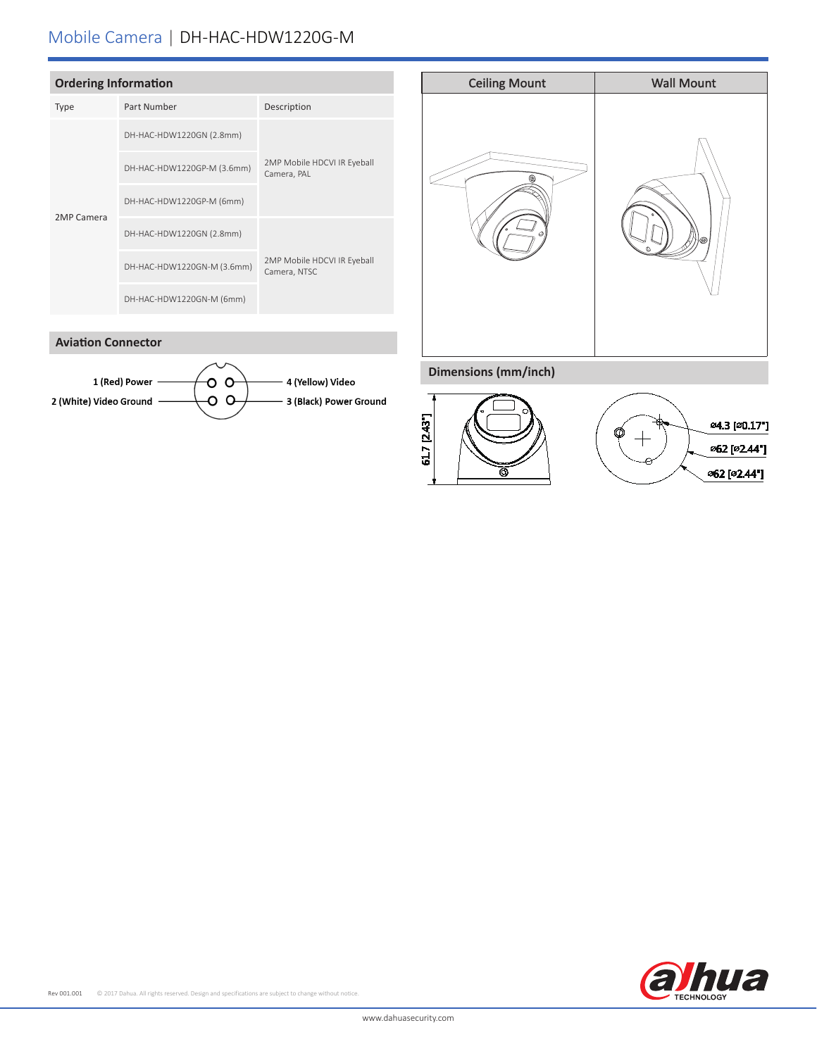# Mobile Camera | DH-HAC-HDW1220G-M

## Ordering Information

| Type | Part Number | Description |
| --- | --- | --- |
| 2MP Camera | DH-HAC-HDW1220GN (2.8mm) | 2MP Mobile HDCVI IR Eyeball Camera, PAL |
| | DH-HAC-HDW1220GP-M (3.6mm) | |
| | DH-HAC-HDW1220GP-M (6mm) | |
| | DH-HAC-HDW1220GN (2.8mm) | 2MP Mobile HDCVI IR Eyeball Camera, NTSC |
| | DH-HAC-HDW1220GN-M (3.6mm) | |
| | DH-HAC-HDW1220GN-M (6mm) | |

## Aviation Connector

1 (Red) Power

2 (White) Video Ground

4 (Yellow) Video

3 (Black) Power Ground

| Ceiling Mount | Wall Mount |
| --- | --- |
| | |

## Dimensions (mm/inch)

61.7 [2.43"]

ø4.3 [ø0.17"]

ø62 [ø2.44"]

ø62 [ø2.44"]

Rev 001.001 © 2017 Dahua. All rights reserved. Design and specifications are subject to change without notice.

www.dahuasecurity.com